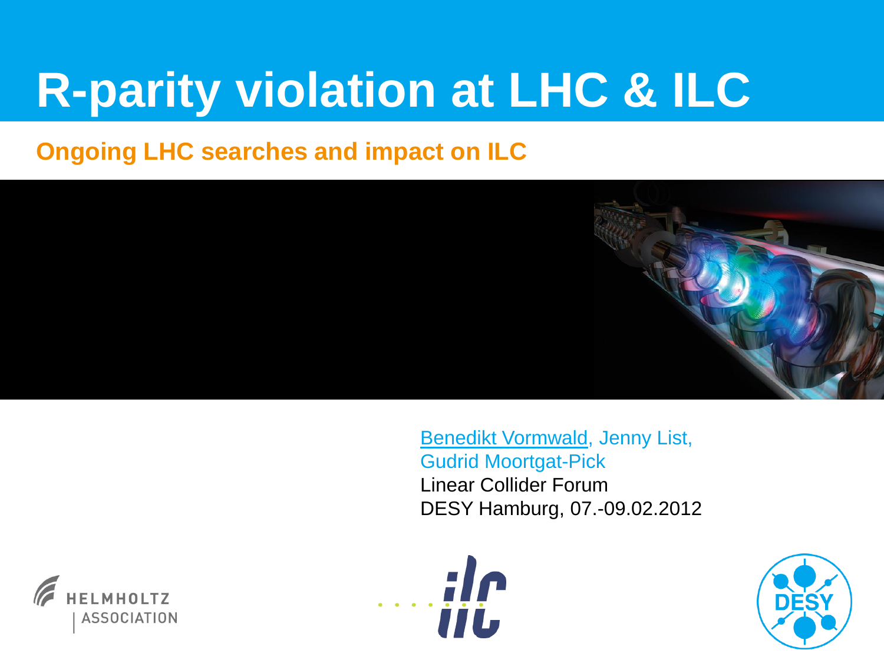# R-parity violation at LHC & ILC

## Ongoing LHC searches and impact on ILC

Benedikt Vormwald, Jenny List, Gudrid Moortgat-Pick

Linear Collider Forum

DESY Hamburg, 07.-09.02.2012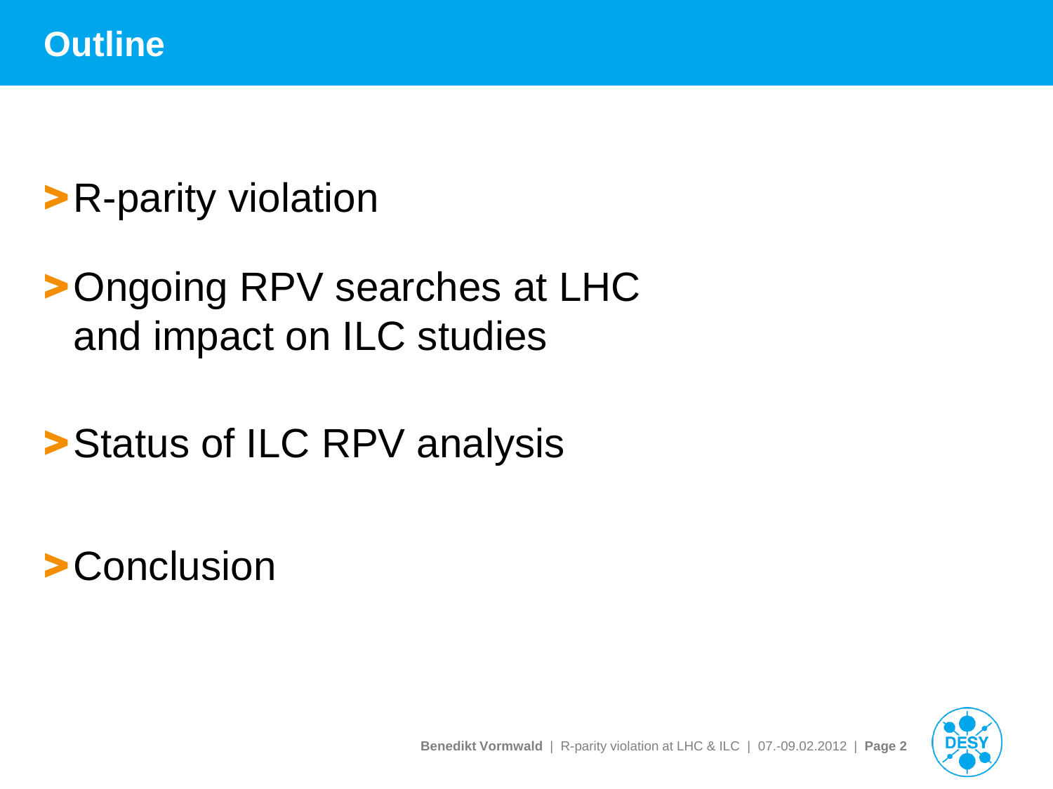# Outline

- R-parity violation
- Ongoing RPV searches at LHC and impact on ILC studies
- Status of ILC RPV analysis
- Conclusion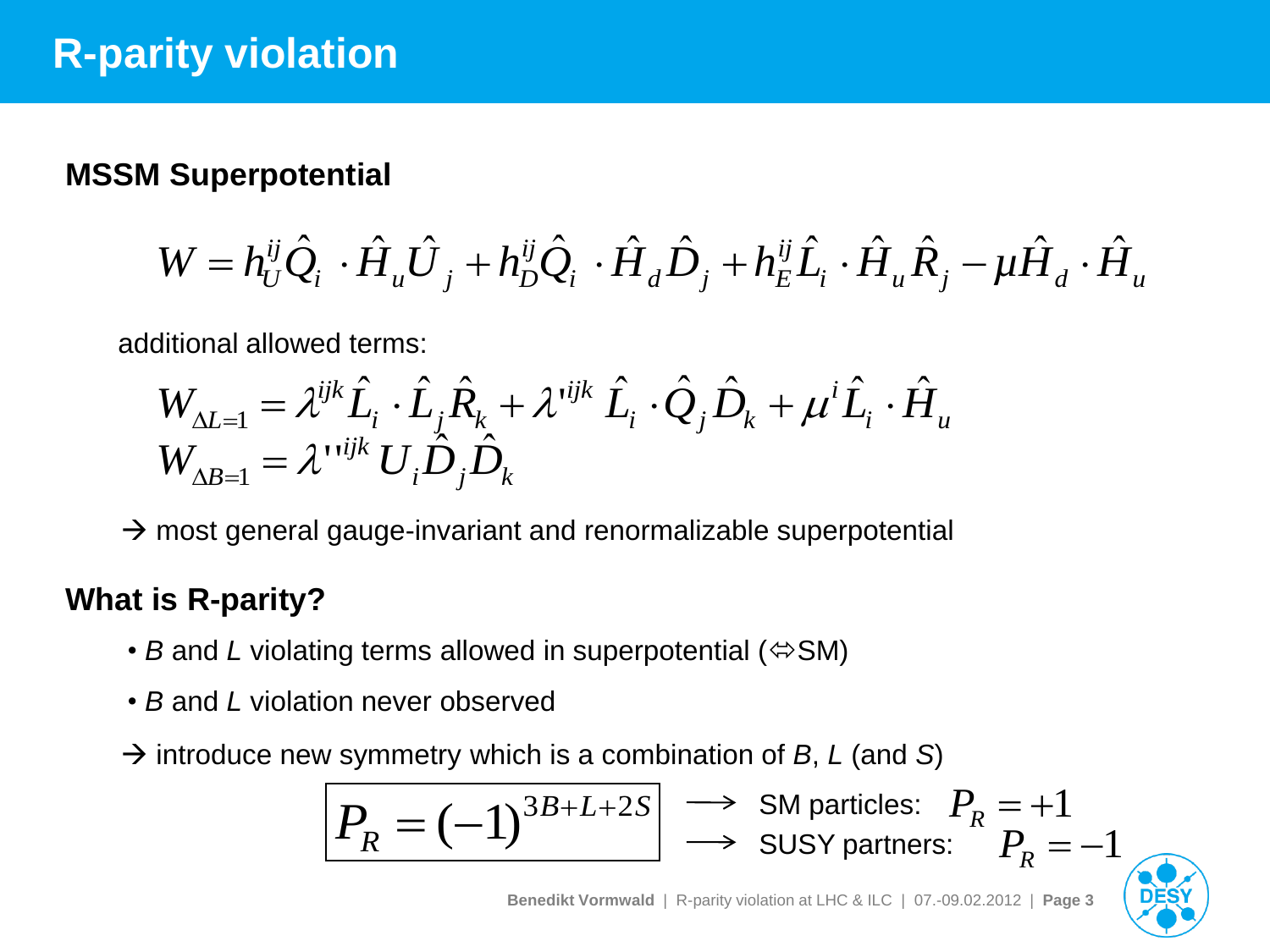# R-parity violation

## MSSM Superpotential

$$W = h_U^{ij}\hat{Q}_i \cdot \hat{H}_u \hat{U}_j + h_D^{ij}\hat{Q}_i \cdot \hat{H}_d \hat{D}_j + h_E^{ij}\hat{L}_i \cdot \hat{H}_u \hat{R}_j - \mu \hat{H}_d \cdot \hat{H}_u$$

additional allowed terms:

$$W_{\Delta L=1} = \lambda^{ijk}\hat{L}_i \cdot \hat{L}_j \hat{R}_k + \lambda'^{ijk}\hat{L}_i \cdot \hat{Q}_j \hat{D}_k + \mu^i \hat{L}_i \cdot \hat{H}_u$$
$$W_{\Delta B=1} = \lambda''^{ijk} U_i \hat{D}_j \hat{D}_k$$

→ most general gauge-invariant and renormalizable superpotential

## What is R-parity?

- *B* and *L* violating terms allowed in superpotential (⇎SM)
- *B* and *L* violation never observed

→ introduce new symmetry which is a combination of *B*, *L* (and *S*)

$$\boxed{P_R = (-1)^{3B+L+2S}}$$

⟶ SM particles: $P_R = +1$

⟶ SUSY partners: $P_R = -1$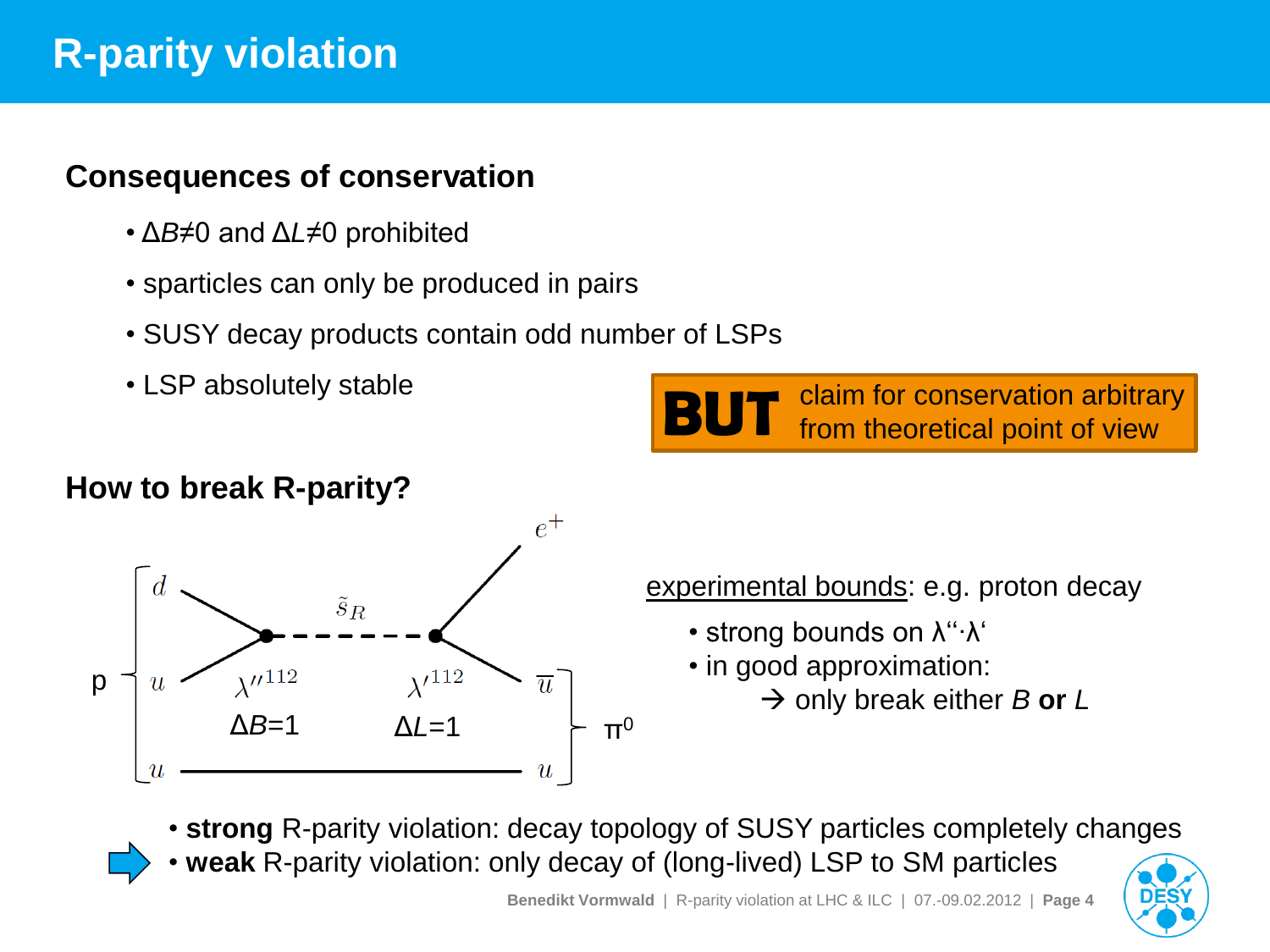# R-parity violation

## Consequences of conservation

- $\Delta B \neq 0$ and $\Delta L \neq 0$ prohibited
- sparticles can only be produced in pairs
- SUSY decay products contain odd number of LSPs
- LSP absolutely stable

**BUT** claim for conservation arbitrary from theoretical point of view

## How to break R-parity?

p: $d$, $u$, $u$ — $\tilde{s}_R$ — $e^+$, $\overline{u}$, $u$ ($\pi^0$)

$\lambda''^{112}$ $\Delta B$=1    $\lambda'^{112}$ $\Delta L$=1

experimental bounds: e.g. proton decay

- strong bounds on $\lambda''\cdot\lambda'$
- in good approximation:
  → only break either *B* **or** *L*

- **strong** R-parity violation: decay topology of SUSY particles completely changes
- **weak** R-parity violation: only decay of (long-lived) LSP to SM particles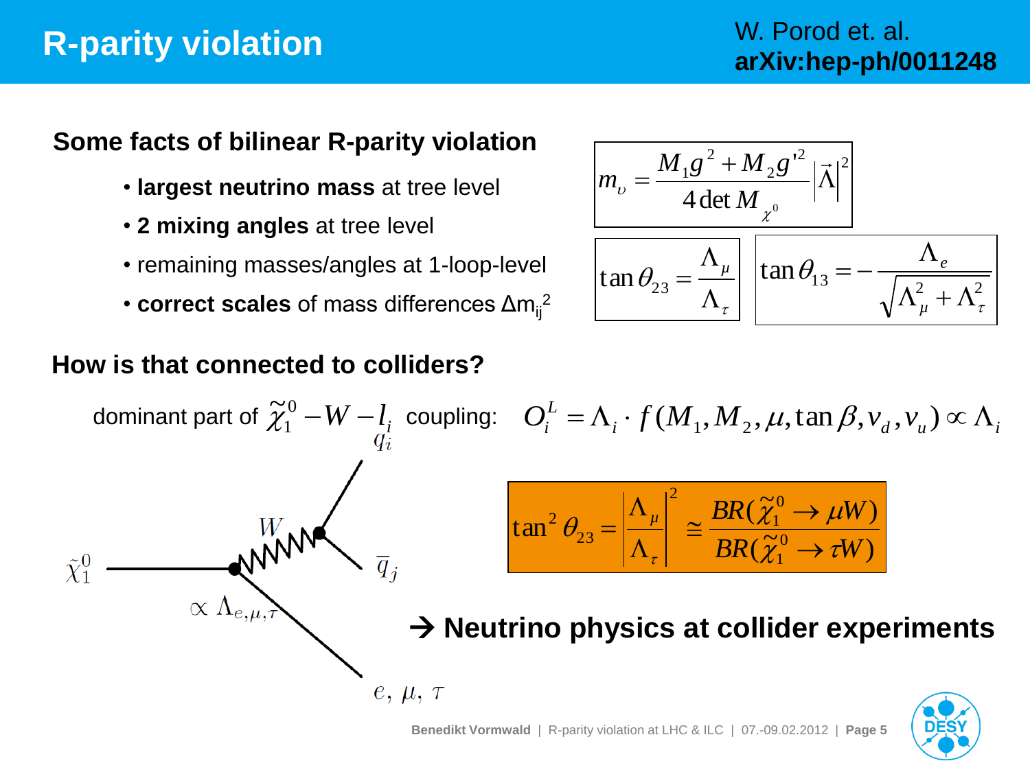# R-parity violation

W. Porod et. al.
**arXiv:hep-ph/0011248**

## Some facts of bilinear R-parity violation

- **largest neutrino mass** at tree level
- **2 mixing angles** at tree level
- remaining masses/angles at 1-loop-level
- **correct scales** of mass differences $\Delta m_{ij}^2$

$$m_{\nu} = \frac{M_1 g^2 + M_2 g'^2}{4 \det M_{\chi^0}} \left|\vec{\Lambda}\right|^2$$

$$\tan\theta_{23} = \frac{\Lambda_\mu}{\Lambda_\tau}$$

$$\tan\theta_{13} = -\frac{\Lambda_e}{\sqrt{\Lambda_\mu^2 + \Lambda_\tau^2}}$$

## How is that connected to colliders?

dominant part of $\tilde{\chi}_1^0 - W - l_i$ coupling: $O_i^L = \Lambda_i \cdot f(M_1, M_2, \mu, \tan\beta, v_d, v_u) \propto \Lambda_i$

$\tilde{\chi}_1^0$, $W$, $q_i$, $\bar{q}_j$, $\propto \Lambda_{e,\mu,\tau}$, $e,\ \mu,\ \tau$

$$\tan^2\theta_{23} = \left|\frac{\Lambda_\mu}{\Lambda_\tau}\right|^2 \cong \frac{BR(\tilde{\chi}_1^0 \to \mu W)}{BR(\tilde{\chi}_1^0 \to \tau W)}$$

**→ Neutrino physics at collider experiments**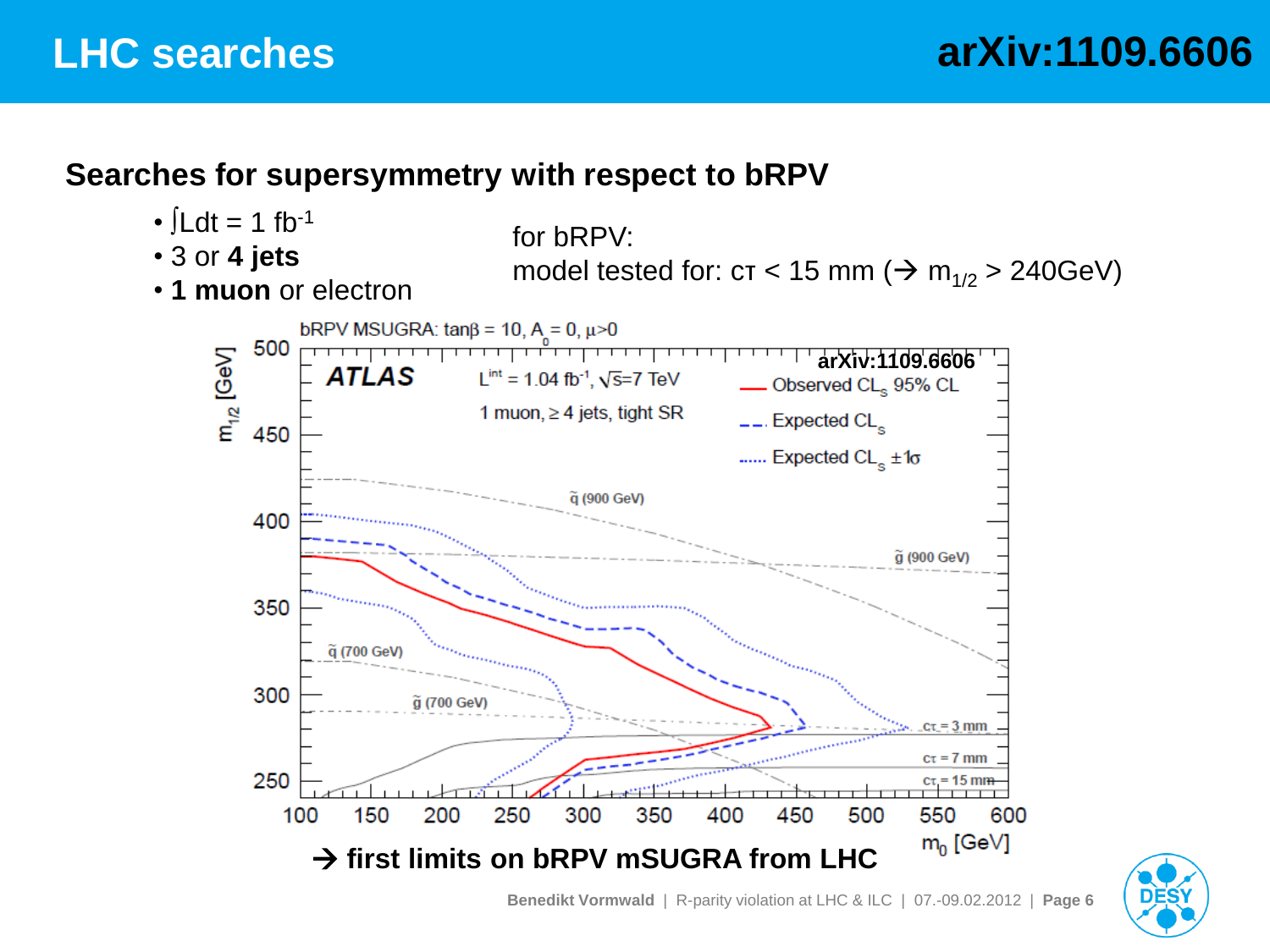# LHC searches

arXiv:1109.6606

## Searches for supersymmetry with respect to bRPV

- $\int L dt = 1\ fb^{-1}$
- 3 or **4 jets**
- **1 muon** or electron

for bRPV:
model tested for: $c\tau < 15$ mm (→ $m_{1/2} > 240$GeV)

bRPV MSUGRA: $\tan\beta = 10$, $A_0 = 0$, $\mu>0$

ATLAS — $L^{int} = 1.04\ fb^{-1}$, $\sqrt{s}$=7 TeV — 1 muon, ≥ 4 jets, tight SR — arXiv:1109.6606

Legend: Observed $CL_s$ 95% CL; Expected $CL_s$; Expected $CL_s$ ±1σ

Axes: $m_0$ [GeV] (100–600); $m_{1/2}$ [GeV] (250–500)

Curve labels: $\tilde{q}$ (900 GeV), $\tilde{g}$ (900 GeV), $\tilde{q}$ (700 GeV), $\tilde{g}$ (700 GeV), $c\tau$ = 3 mm, $c\tau$ = 7 mm, $c\tau$ = 15 mm

→ **first limits on bRPV mSUGRA from LHC**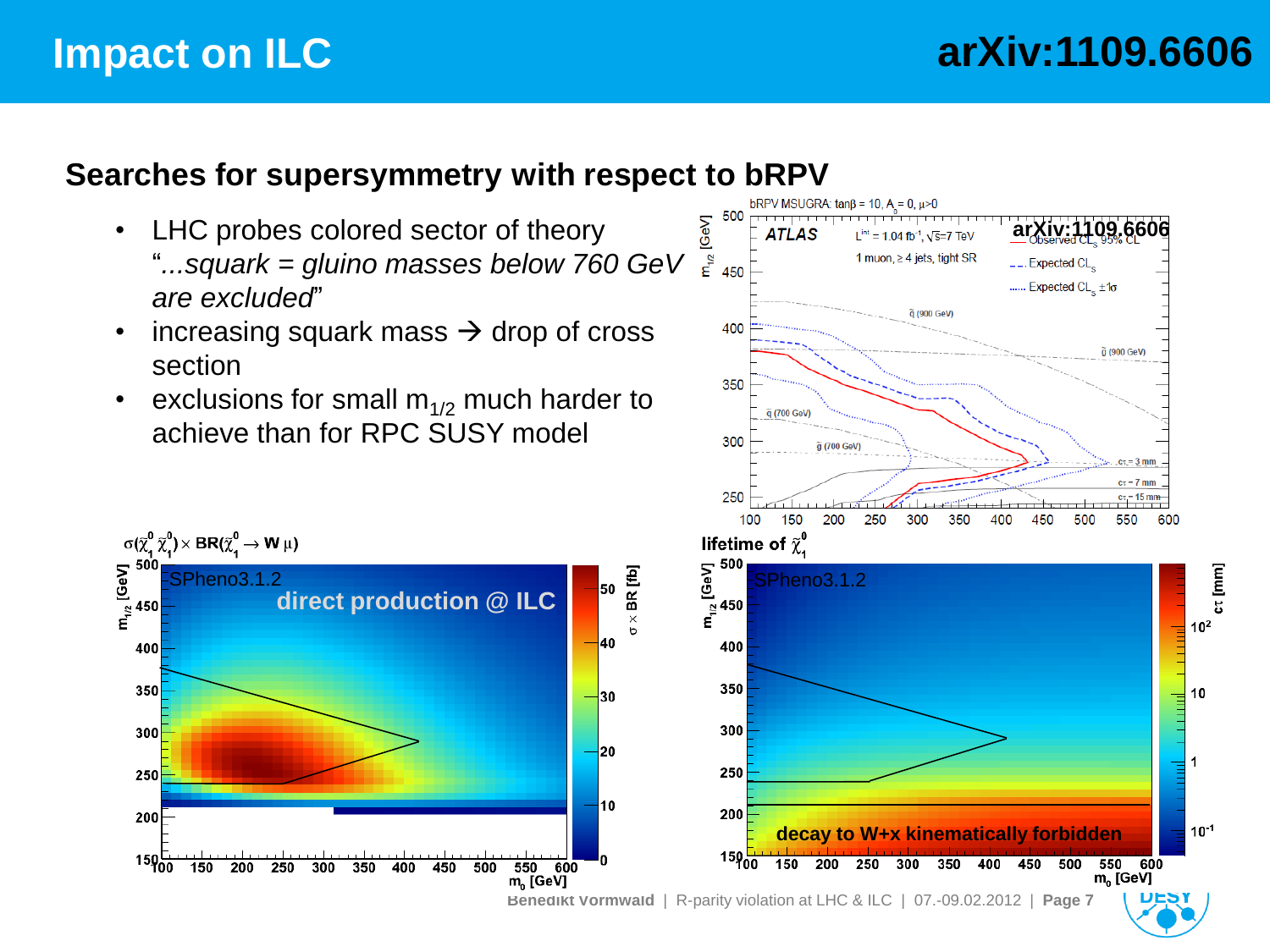# Impact on ILC

arXiv:1109.6606

## Searches for supersymmetry with respect to bRPV

- LHC probes colored sector of theory "*...squark = gluino masses below 760 GeV are excluded*"
- increasing squark mass → drop of cross section
- exclusions for small $m_{1/2}$ much harder to achieve than for RPC SUSY model

bRPV MSUGRA: $\tan\beta = 10$, $A_0 = 0$, $\mu > 0$

ATLAS $L^{int} = 1.04\ fb^{-1}$, $\sqrt{s} = 7$ TeV, 1 muon, ≥ 4 jets, tight SR

arXiv:1109.6606

Observed $CL_s$ 95% CL; Expected $CL_s$; Expected $CL_s \pm 1\sigma$

$\sigma(\tilde{\chi}_1^0 \tilde{\chi}_1^0) \times BR(\tilde{\chi}_1^0 \rightarrow W\mu)$

SPheno3.1.2 — direct production @ ILC

lifetime of $\tilde{\chi}_1^0$

SPheno3.1.2 — decay to W+x kinematically forbidden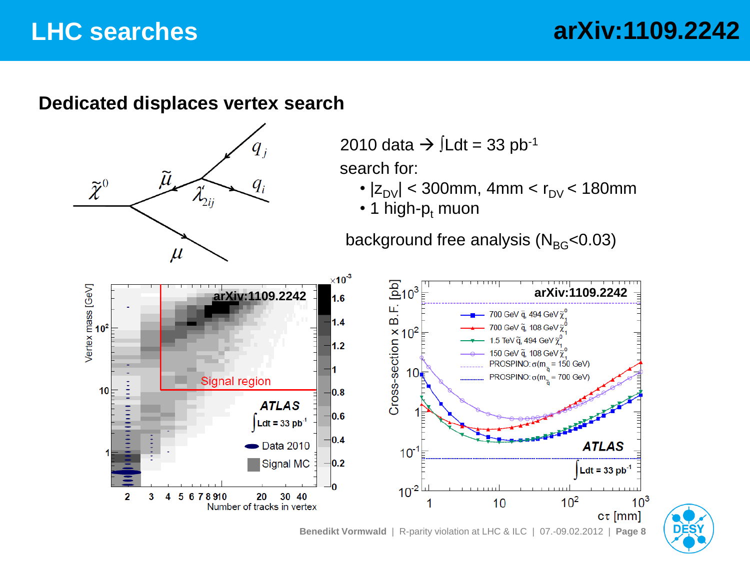# LHC searches

arXiv:1109.2242

## Dedicated displaces vertex search

2010 data → $\int Ldt = 33\ pb^{-1}$

search for:

- $|z_{DV}| < 300mm$, $4mm < r_{DV} < 180mm$
- 1 high-$p_t$ muon

background free analysis ($N_{BG}<0.03$)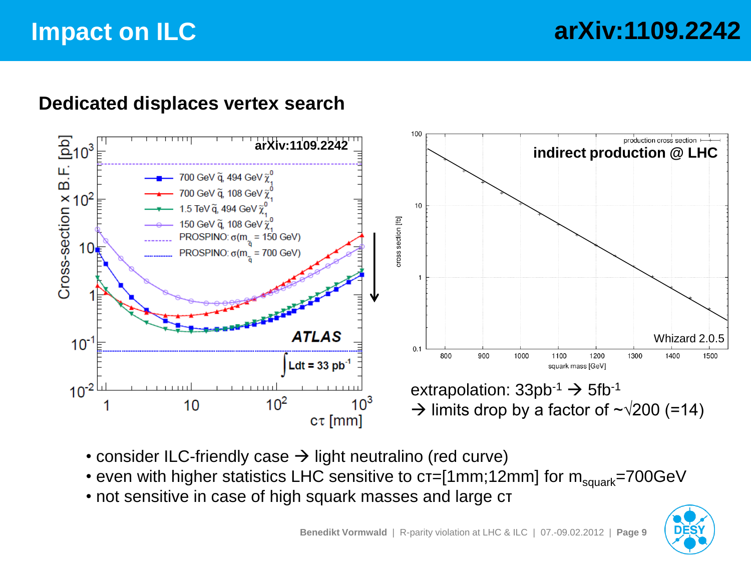# Impact on ILC

## arXiv:1109.2242

### Dedicated displaces vertex search

extrapolation: $33pb^{-1} \rightarrow 5fb^{-1}$
$\rightarrow$ limits drop by a factor of $\sim\sqrt{200}$ (=14)

- consider ILC-friendly case → light neutralino (red curve)
- even with higher statistics LHC sensitive to cτ=[1mm;12mm] for $m_{squark}$=700GeV
- not sensitive in case of high squark masses and large cτ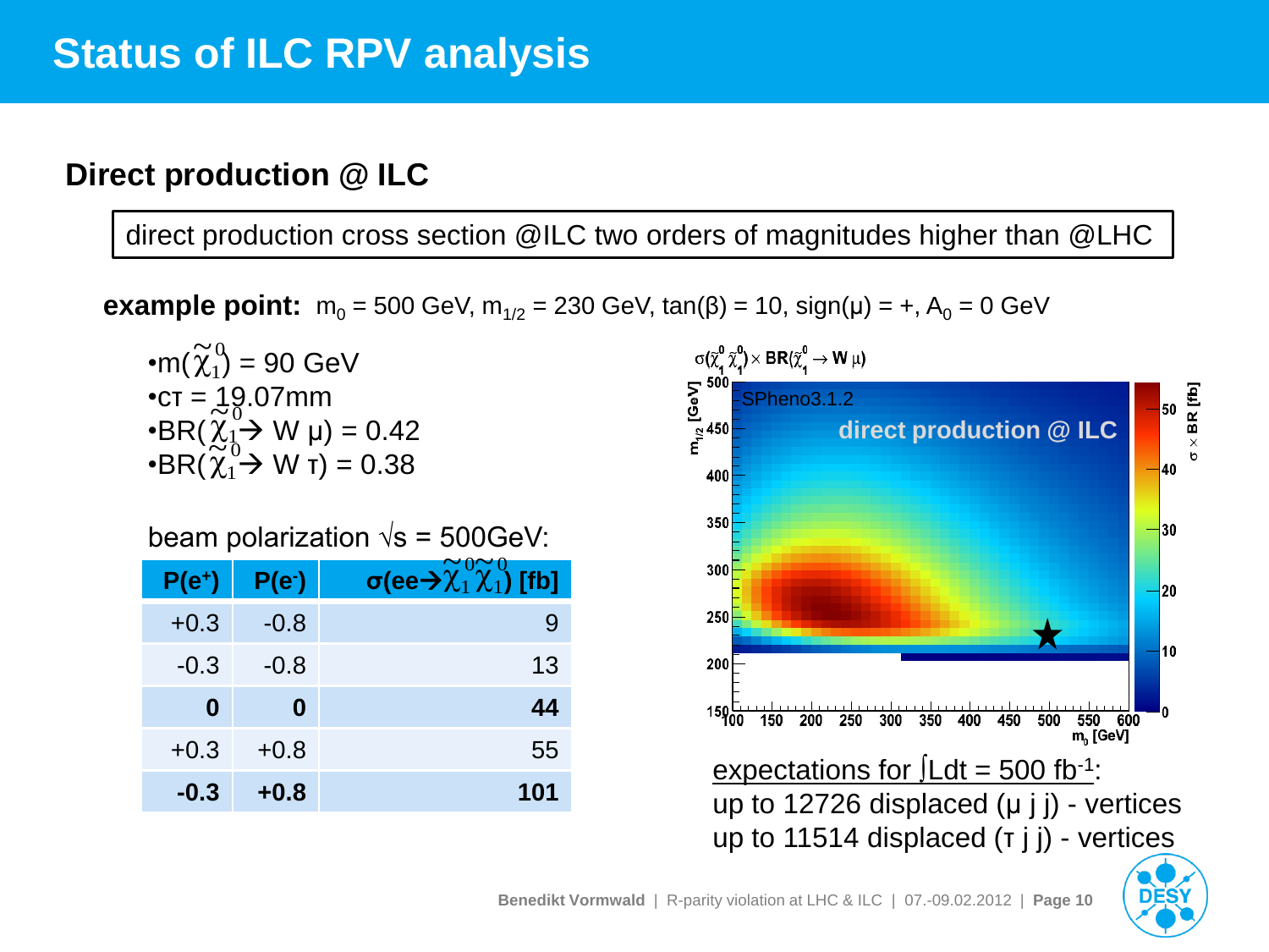# Status of ILC RPV analysis

## Direct production @ ILC

direct production cross section @ILC two orders of magnitudes higher than @LHC

**example point:** $m_0$ = 500 GeV, $m_{1/2}$ = 230 GeV, tan(β) = 10, sign(μ) = +, $A_0$ = 0 GeV

- $m(\tilde{\chi}_1^0)$ = 90 GeV
- cτ = 19.07mm
- BR($\tilde{\chi}_1^0 \rightarrow$ W μ) = 0.42
- BR($\tilde{\chi}_1^0 \rightarrow$ W τ) = 0.38

beam polarization $\sqrt{s}$ = 500GeV:

| $P(e^+)$ | $P(e^-)$ | $\sigma(ee \rightarrow \tilde{\chi}_1^0 \tilde{\chi}_1^0)$ [fb] |
|---|---|---|
| +0.3 | -0.8 | 9 |
| -0.3 | -0.8 | 13 |
| **0** | **0** | **44** |
| +0.3 | +0.8 | 55 |
| **-0.3** | **+0.8** | **101** |

expectations for $\int Ldt$ = 500 $fb^{-1}$:
up to 12726 displaced (μ j j) - vertices
up to 11514 displaced (τ j j) - vertices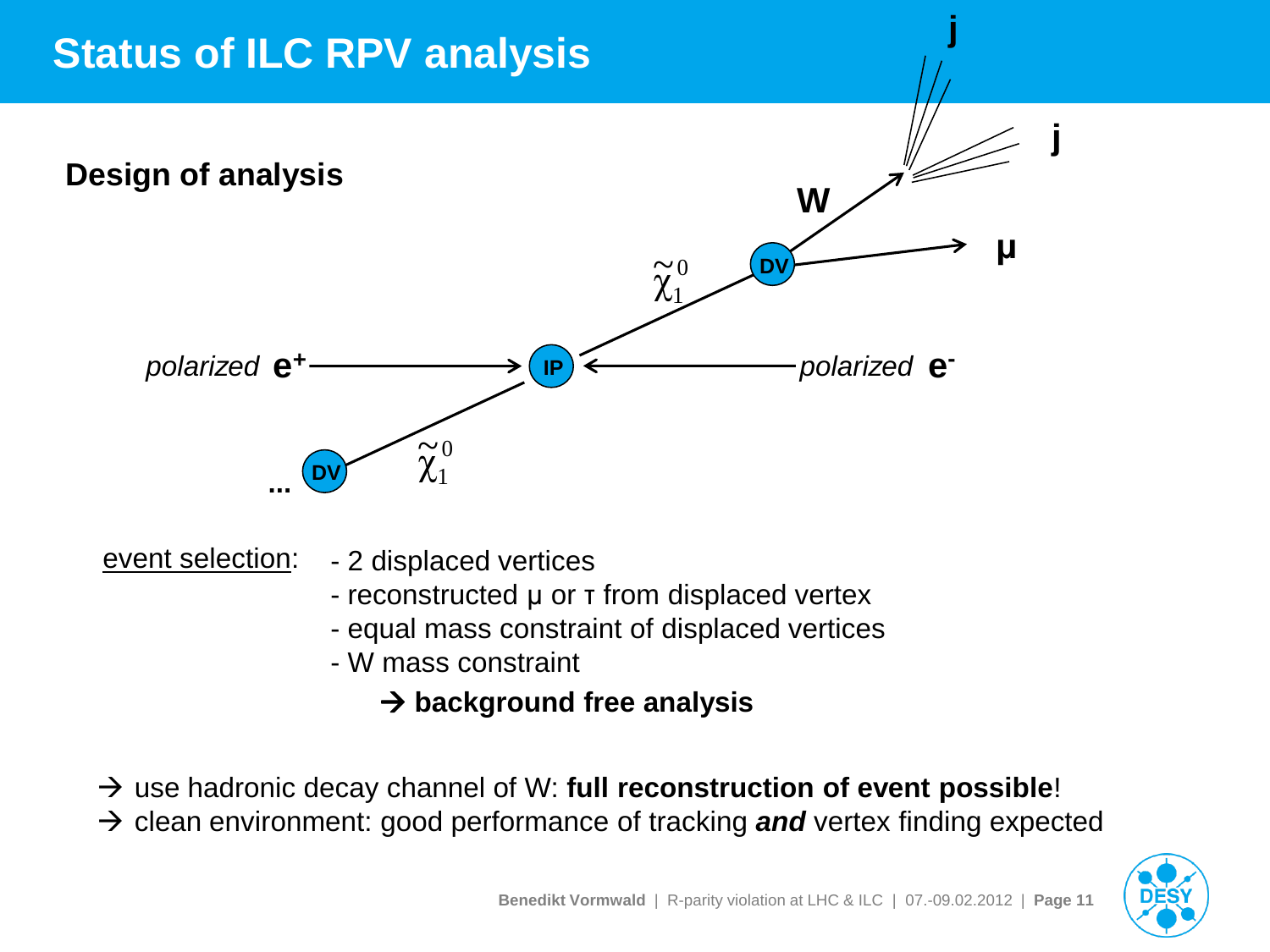# Status of ILC RPV analysis

## Design of analysis

polarized $e^+$ → IP ← polarized $e^-$

$\tilde{\chi}_1^0$ → DV → W → j j, μ

$\tilde{\chi}_1^0$ → DV → ...

event selection:
- 2 displaced vertices
- reconstructed μ or τ from displaced vertex
- equal mass constraint of displaced vertices
- W mass constraint

→ **background free analysis**

→ use hadronic decay channel of W: **full reconstruction of event possible**!

→ clean environment: good performance of tracking ***and*** vertex finding expected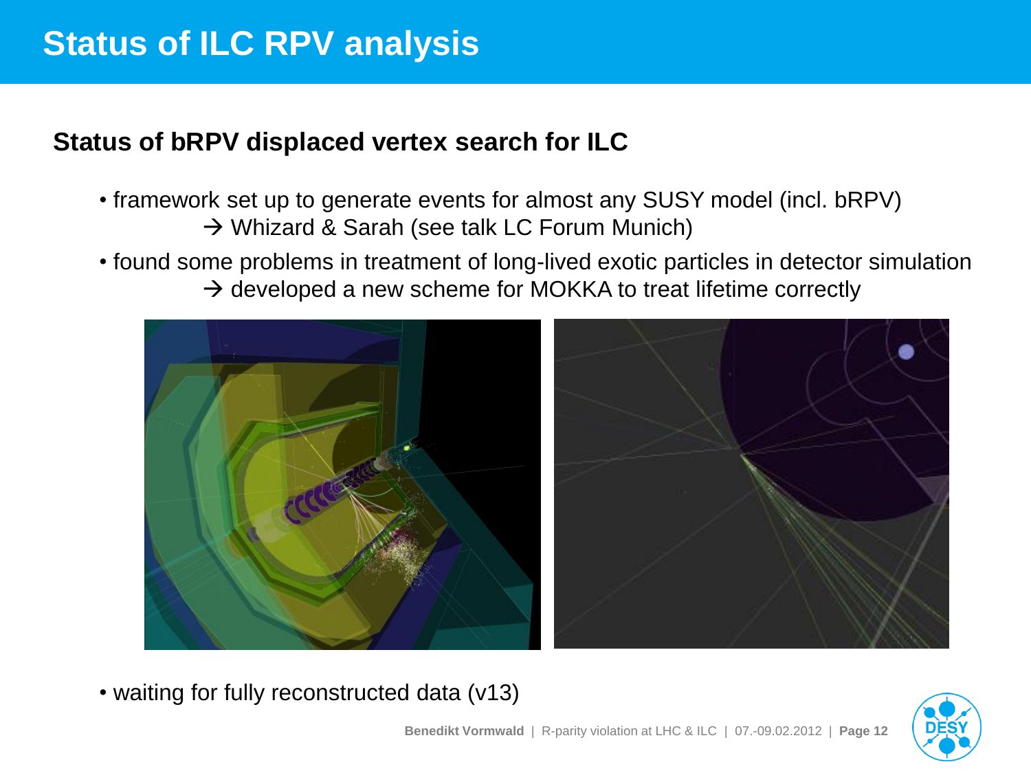# Status of ILC RPV analysis

## Status of bRPV displaced vertex search for ILC

- framework set up to generate events for almost any SUSY model (incl. bRPV)
  → Whizard & Sarah (see talk LC Forum Munich)
- found some problems in treatment of long-lived exotic particles in detector simulation
  → developed a new scheme for MOKKA to treat lifetime correctly
- waiting for fully reconstructed data (v13)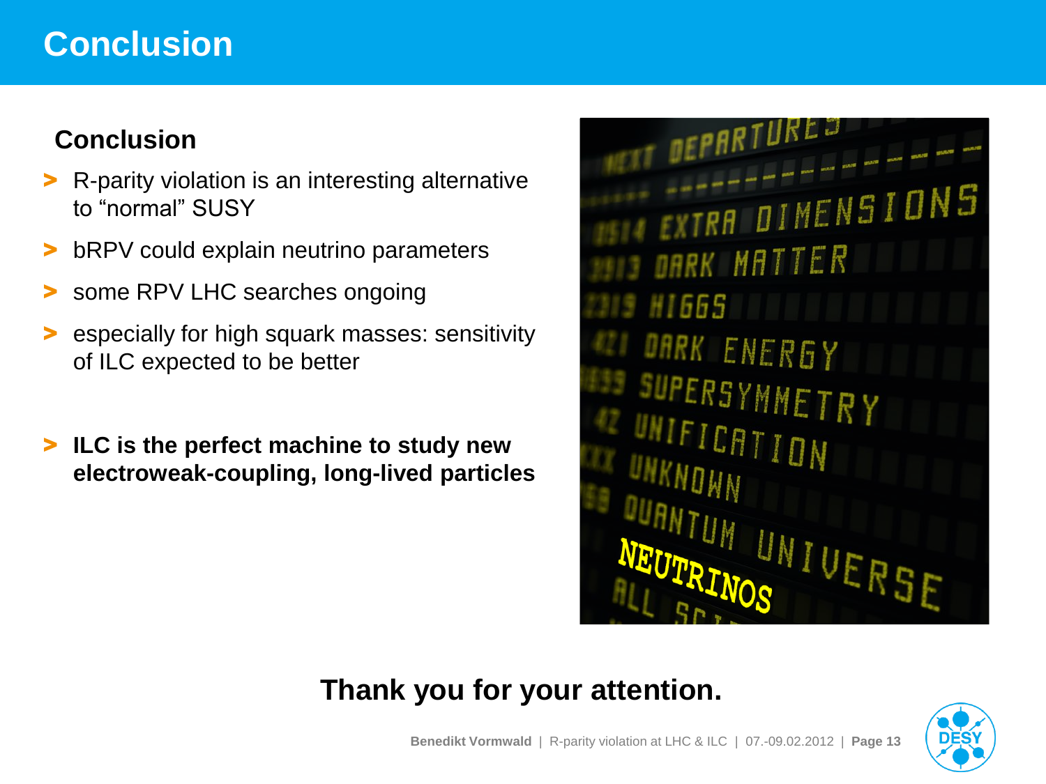# Conclusion

## Conclusion

- R-parity violation is an interesting alternative to “normal” SUSY
- bRPV could explain neutrino parameters
- some RPV LHC searches ongoing
- especially for high squark masses: sensitivity of ILC expected to be better
- **ILC is the perfect machine to study new electroweak-coupling, long-lived particles**

**Thank you for your attention.**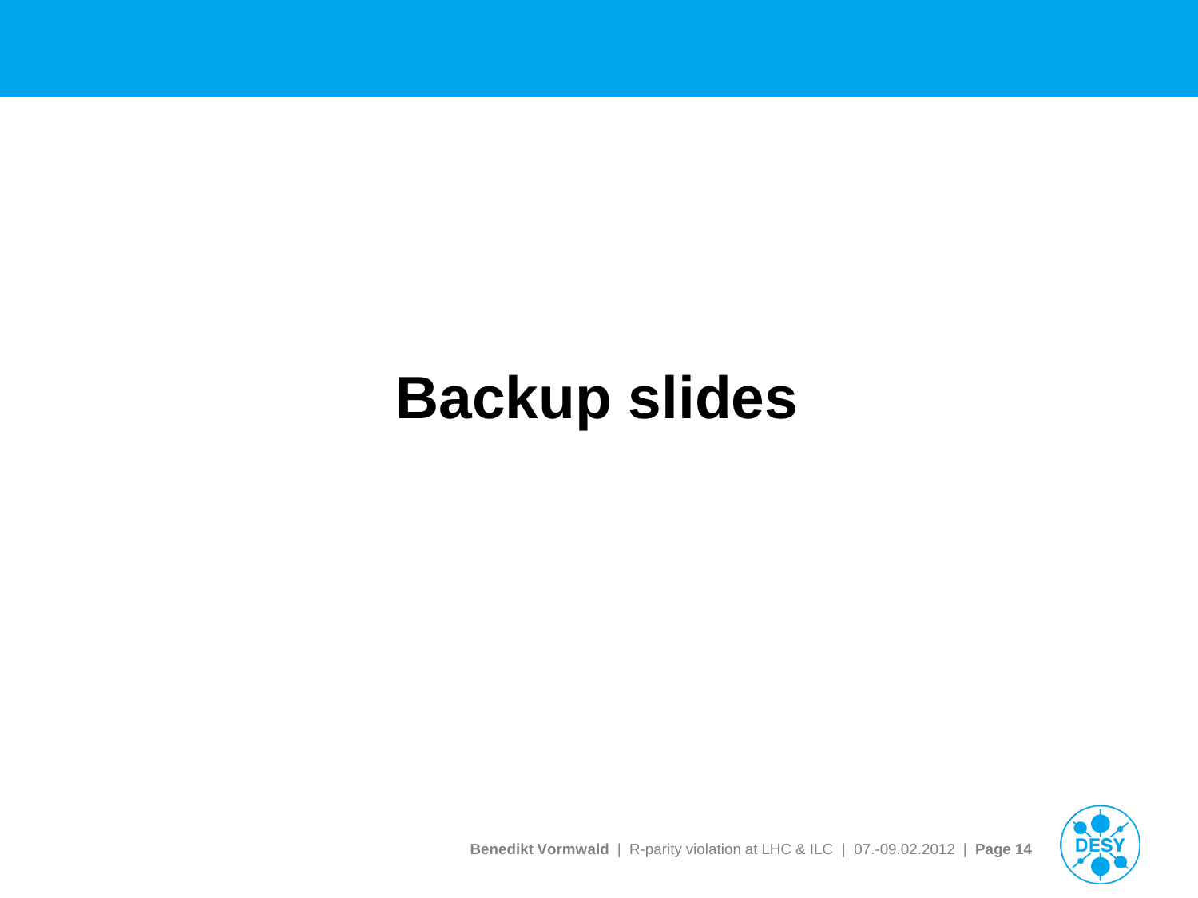# Backup slides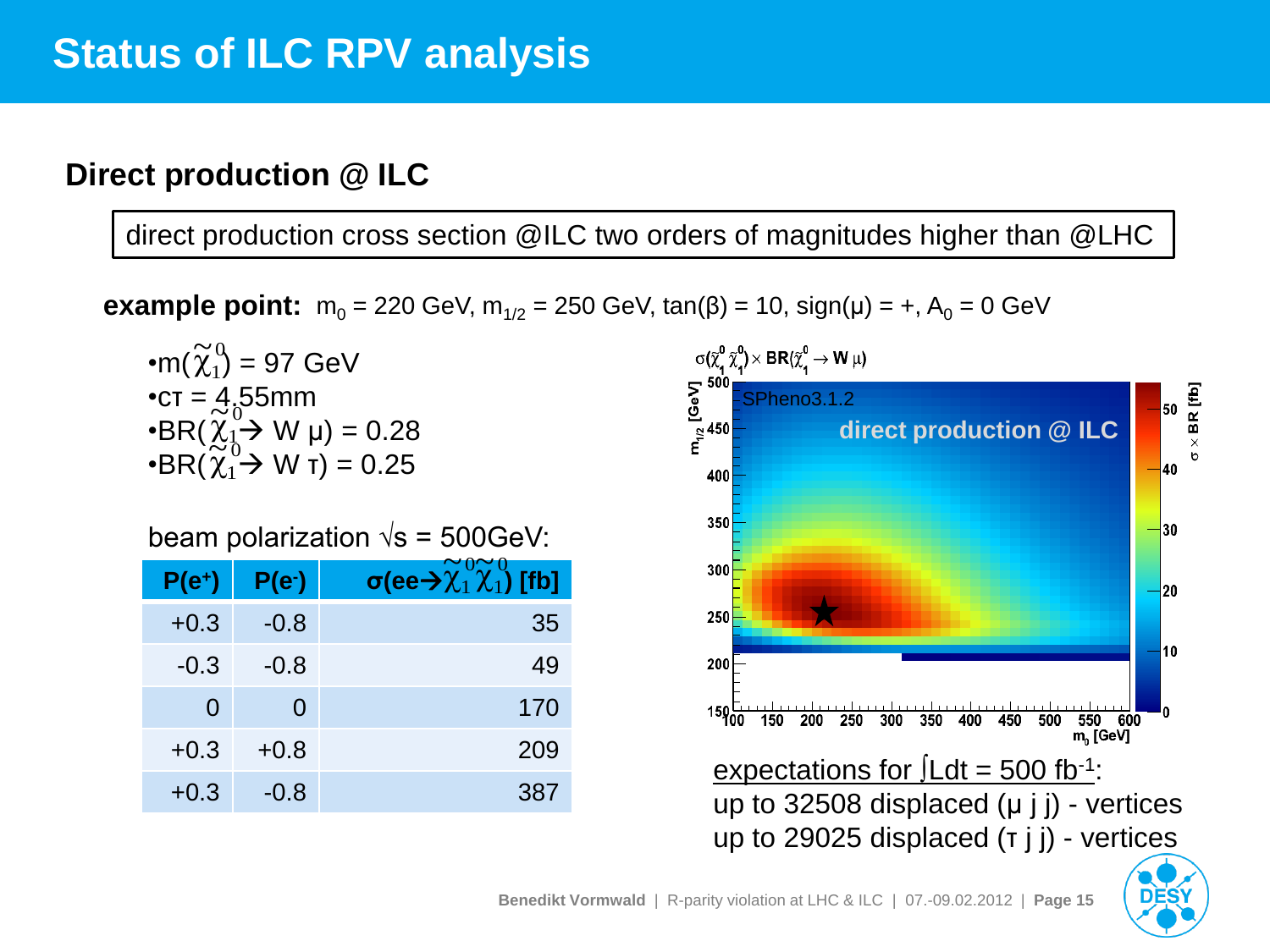# Status of ILC RPV analysis

## Direct production @ ILC

direct production cross section @ILC two orders of magnitudes higher than @LHC

**example point:** $m_0$ = 220 GeV, $m_{1/2}$ = 250 GeV, tan(β) = 10, sign(μ) = +, $A_0$ = 0 GeV

- $m(\tilde{\chi}_1^0)$ = 97 GeV
- cτ = 4.55mm
- $BR(\tilde{\chi}_1^0 \rightarrow W\mu)$ = 0.28
- $BR(\tilde{\chi}_1^0 \rightarrow W\tau)$ = 0.25

beam polarization √s = 500GeV:

| $P(e^+)$ | $P(e^-)$ | $\sigma(ee \rightarrow \tilde{\chi}_1^0 \tilde{\chi}_1^0)$ [fb] |
|---|---|---|
| +0.3 | -0.8 | 35 |
| -0.3 | -0.8 | 49 |
| 0 | 0 | 170 |
| +0.3 | +0.8 | 209 |
| +0.3 | -0.8 | 387 |

expectations for ∫Ldt = 500 $fb^{-1}$:
up to 32508 displaced (μ j j) - vertices
up to 29025 displaced (τ j j) - vertices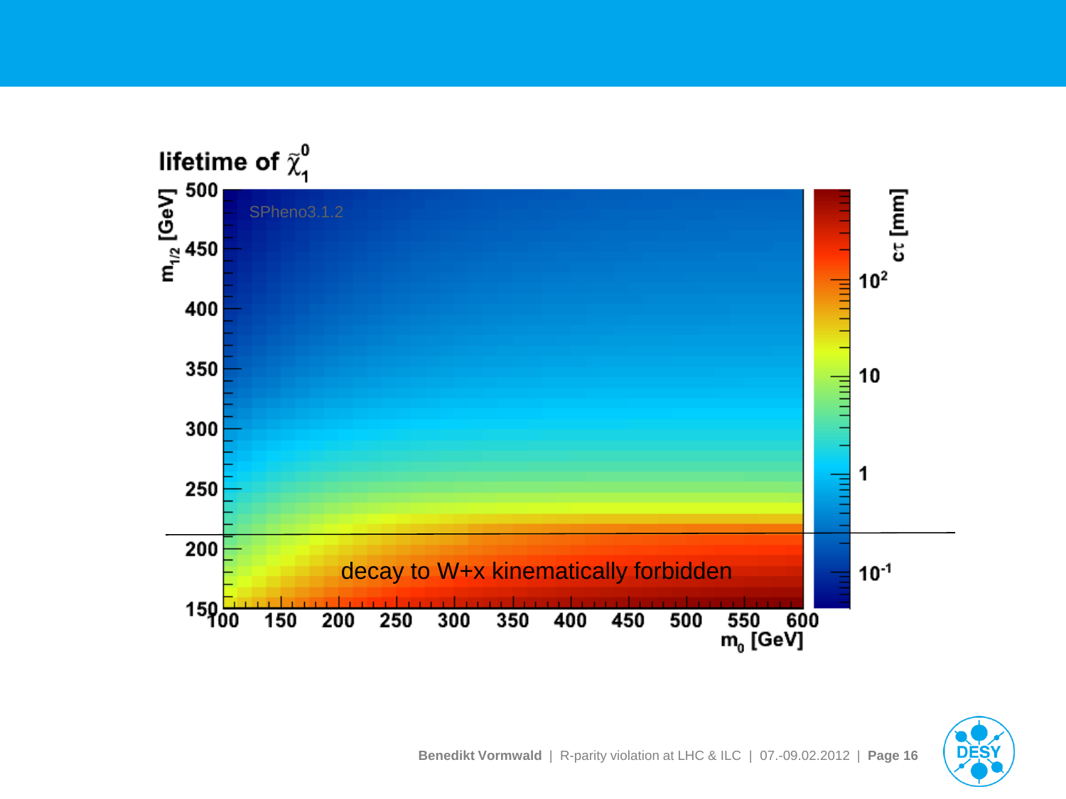lifetime of $\tilde{\chi}_1^0$

SPheno3.1.2

$m_{1/2}$ [GeV]

$m_0$ [GeV]

$c\tau$ [mm]

decay to W+x kinematically forbidden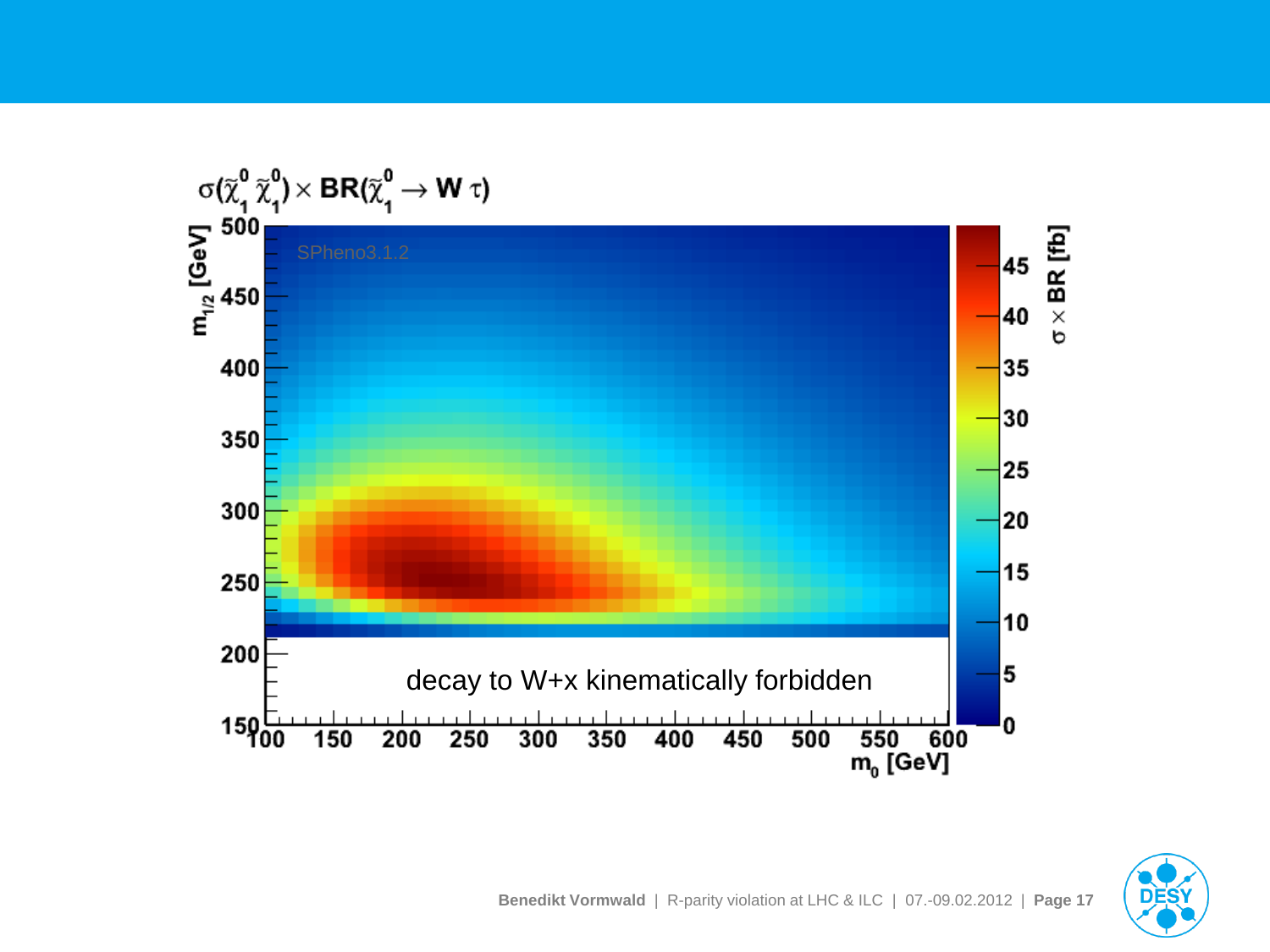$\sigma(\tilde{\chi}_1^0\,\tilde{\chi}_1^0) \times \mathrm{BR}(\tilde{\chi}_1^0 \rightarrow W\,\tau)$

SPheno3.1.2

$m_{1/2}$ [GeV]

$m_0$ [GeV]

$\sigma \times \mathrm{BR}$ [fb]

decay to W+x kinematically forbidden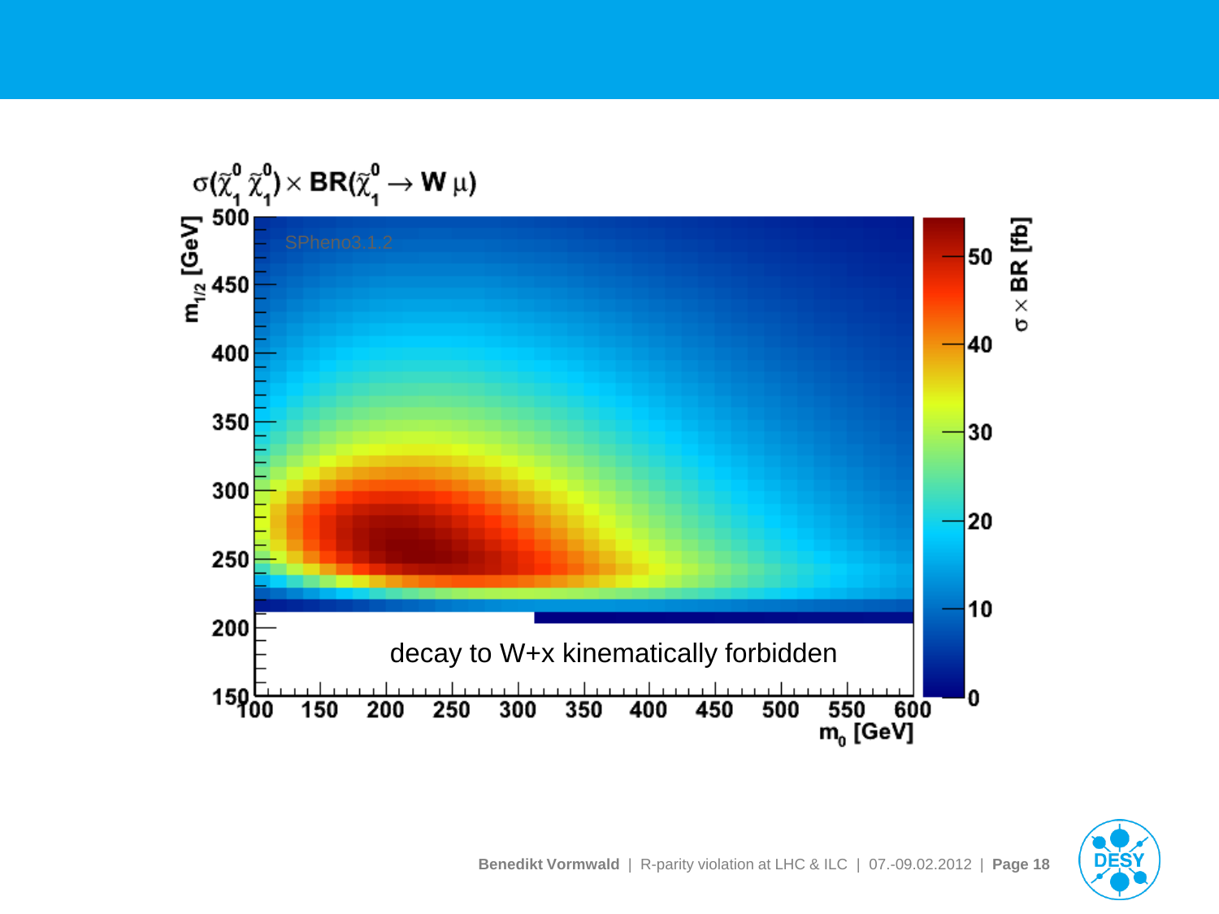$\sigma(\tilde{\chi}_1^0\,\tilde{\chi}_1^0) \times BR(\tilde{\chi}_1^0 \rightarrow W\,\mu)$

SPheno3.1.2

$m_{1/2}$ [GeV]

$m_0$ [GeV]

$\sigma \times BR$ [fb]

decay to W+x kinematically forbidden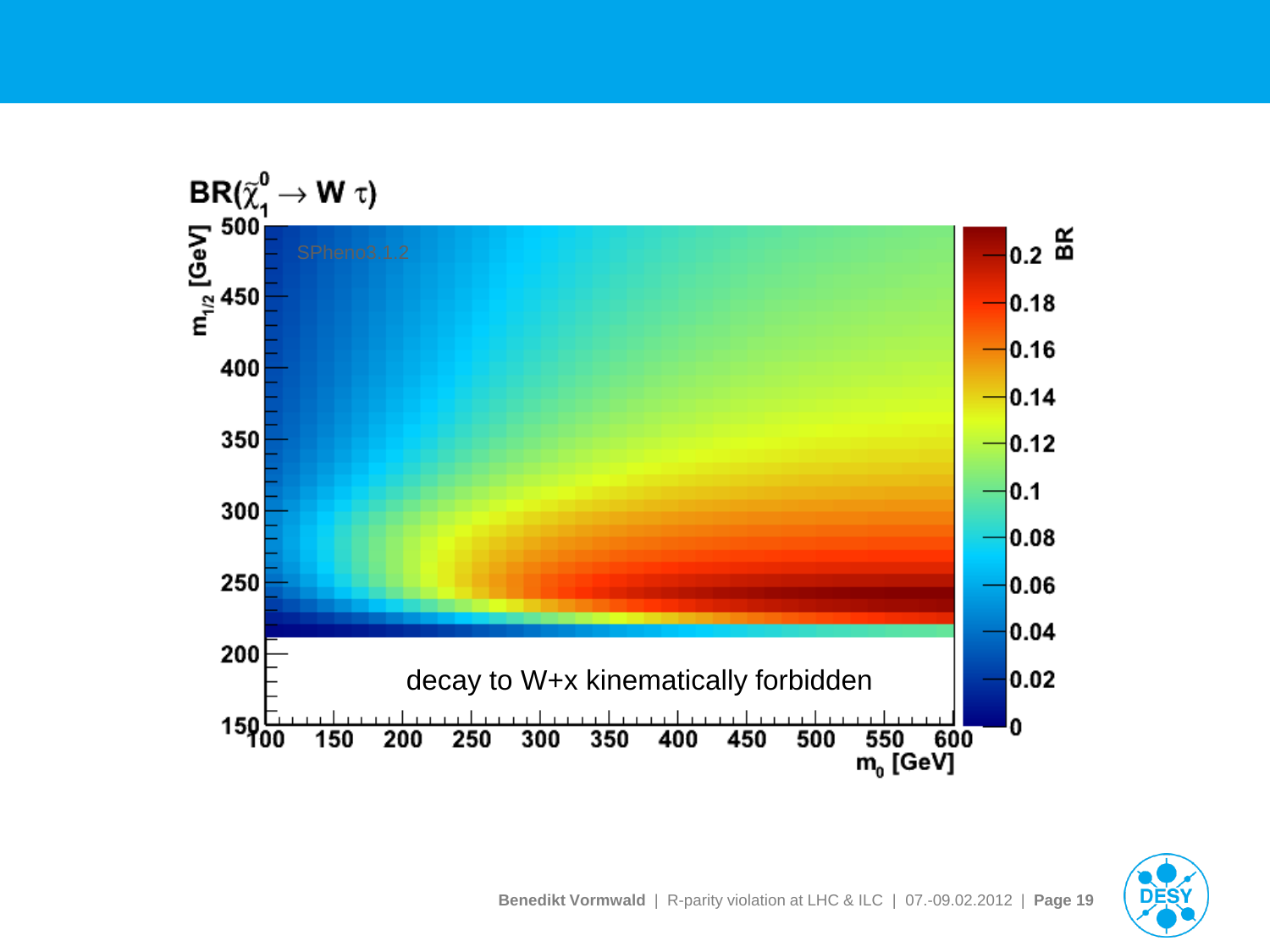$BR(\tilde{\chi}_1^0 \rightarrow W\,\tau)$

SPheno3.1.2

decay to W+x kinematically forbidden

$m_{1/2}$ [GeV]

$m_0$ [GeV]

BR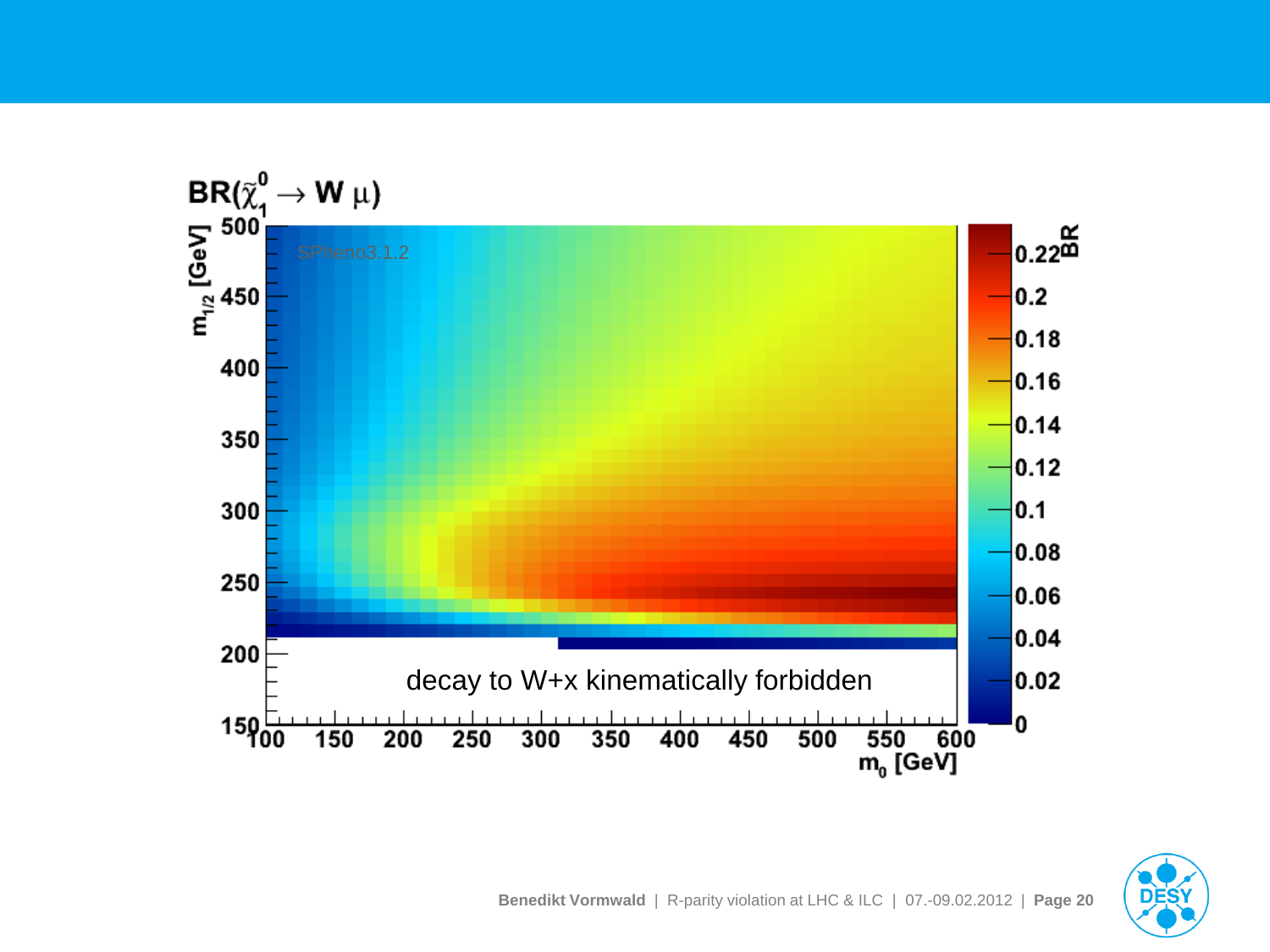$BR(\tilde{\chi}_1^0 \rightarrow W\mu)$

decay to W+x kinematically forbidden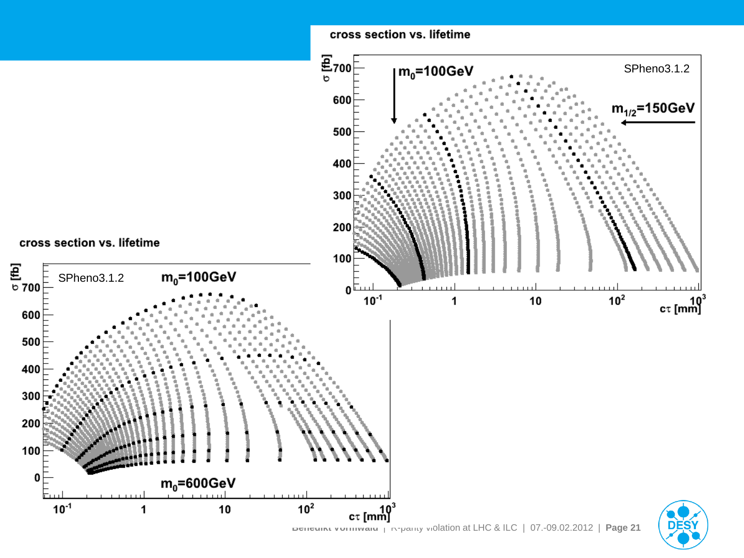cross section vs. lifetime

SPheno3.1.2

$m_0$=100GeV

$m_{1/2}$=150GeV

$\sigma$ [fb]

$c\tau$ [mm]

cross section vs. lifetime

SPheno3.1.2

$m_0$=100GeV

$m_0$=600GeV

$\sigma$ [fb]

$c\tau$ [mm]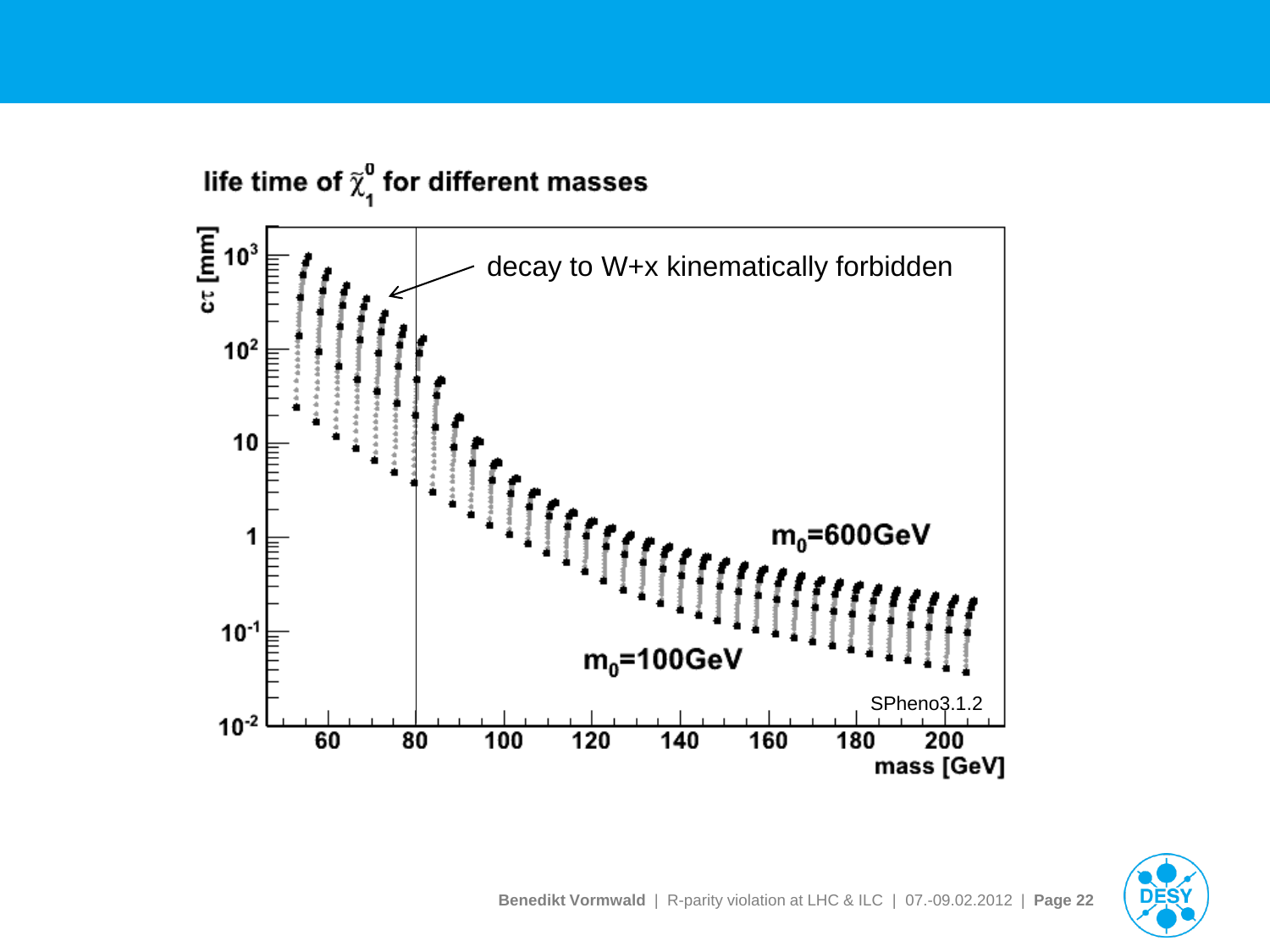life time of $\tilde{\chi}_1^0$ for different masses

decay to W+x kinematically forbidden

$m_0$=600GeV

$m_0$=100GeV

SPheno3.1.2

$c\tau$ [mm]

mass [GeV]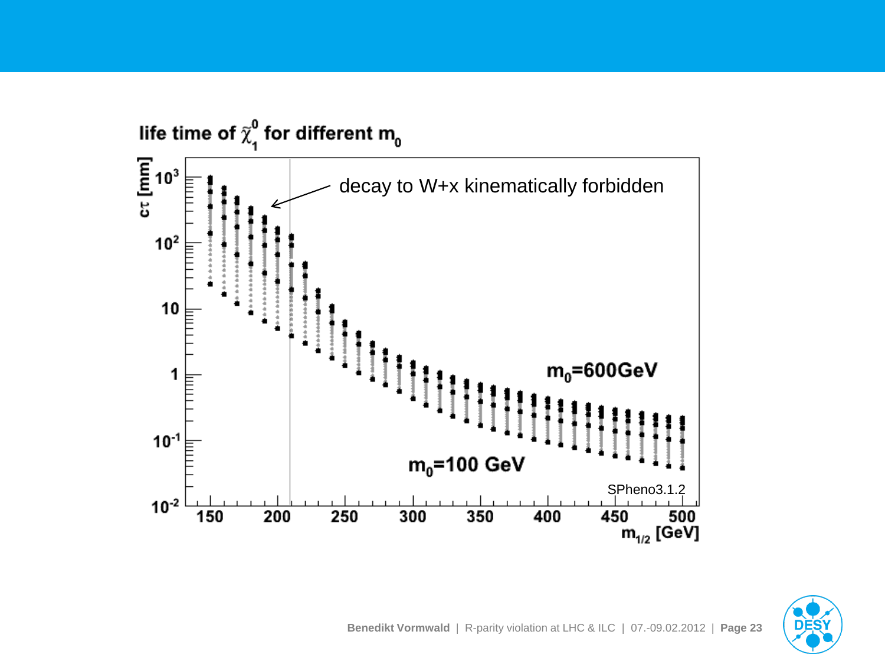life time of $\tilde{\chi}_1^0$ for different $m_0$

decay to W+x kinematically forbidden

$m_0$=600GeV

$m_0$=100 GeV

SPheno3.1.2

$c\tau$ [mm]

$m_{1/2}$ [GeV]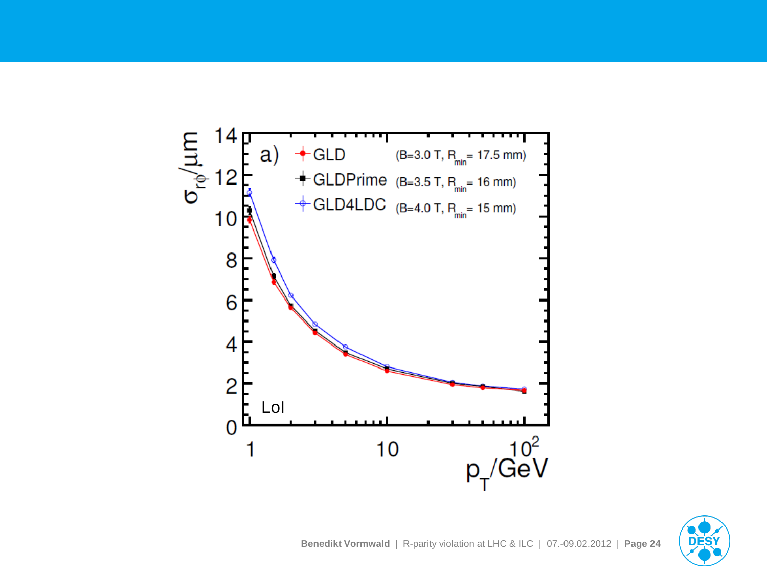a)

- GLD (B=3.0 T, $R_{min}$ = 17.5 mm)
- GLDPrime (B=3.5 T, $R_{min}$ = 16 mm)
- GLD4LDC (B=4.0 T, $R_{min}$ = 15 mm)

LoI

$\sigma_{r\phi}/\mu m$

$p_T/GeV$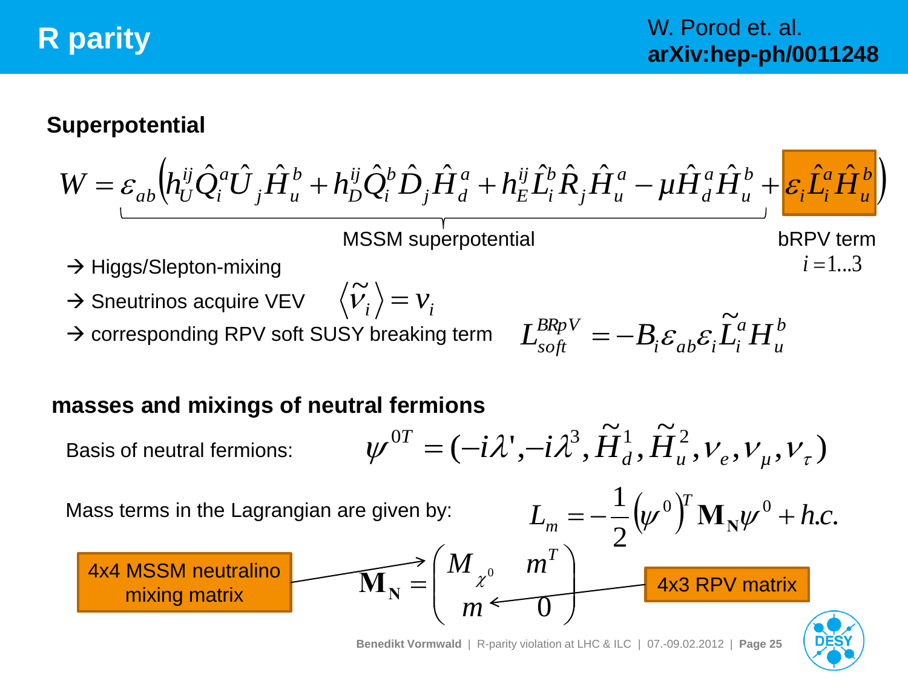# R parity

W. Porod et. al.
**arXiv:hep-ph/0011248**

## Superpotential

$$W = \underbrace{\varepsilon_{ab}\left(h_U^{ij}\hat{Q}_i^a\hat{U}_j\hat{H}_u^b + h_D^{ij}\hat{Q}_i^b\hat{D}_j\hat{H}_d^a + h_E^{ij}\hat{L}_i^b\hat{R}_j\hat{H}_u^a - \mu\hat{H}_d^a\hat{H}_u^b\right.}_{\text{MSSM superpotential}} \left. + \underbrace{\varepsilon_i\hat{L}_i^a\hat{H}_u^b}_{\text{bRPV term}}\right)$$

bRPV term: $i = 1 \ldots 3$

- → Higgs/Slepton-mixing
- → Sneutrinos acquire VEV $\left\langle \tilde{\nu}_i \right\rangle = v_i$
- → corresponding RPV soft SUSY breaking term $L_{soft}^{BRpV} = -B_i\varepsilon_{ab}\varepsilon_i\tilde{L}_i^a H_u^b$

## masses and mixings of neutral fermions

Basis of neutral fermions: $\psi^{0T} = (-i\lambda', -i\lambda^3, \tilde{H}_d^1, \tilde{H}_u^2, \nu_e, \nu_\mu, \nu_\tau)$

Mass terms in the Lagrangian are given by: $L_m = -\frac{1}{2}\left(\psi^0\right)^T \mathbf{M_N}\psi^0 + h.c.$

$$\mathbf{M_N} = \begin{pmatrix} M_{\chi^0} & m^T \\ m & 0 \end{pmatrix}$$

4x4 MSSM neutralino mixing matrix → $M_{\chi^0}$

4x3 RPV matrix → $m$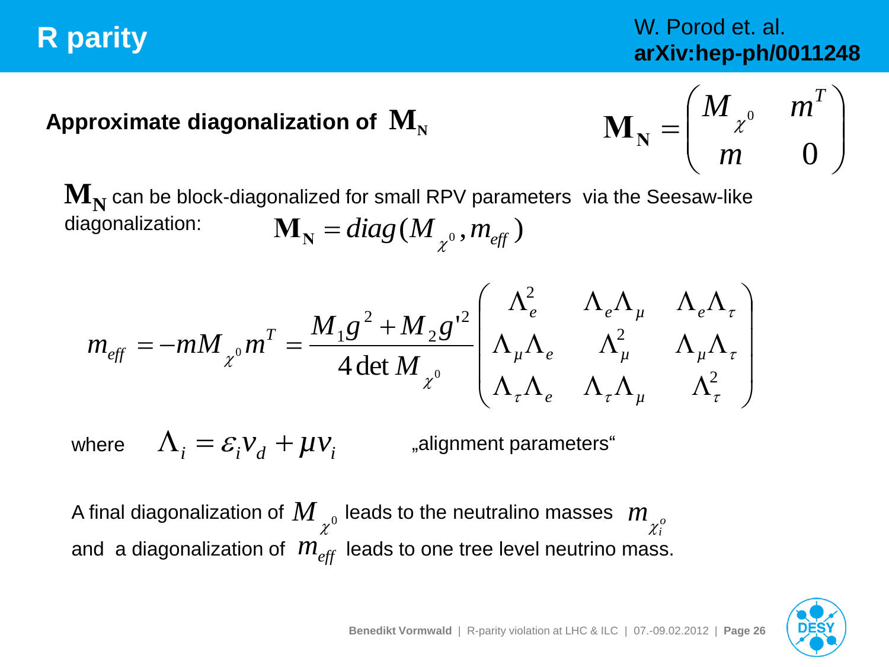# R parity

W. Porod et. al.
**arXiv:hep-ph/0011248**

**Approximate diagonalization of $\mathbf{M_N}$**

$$\mathbf{M_N} = \begin{pmatrix} M_{\chi^0} & m^T \\ m & 0 \end{pmatrix}$$

$\mathbf{M_N}$ can be block-diagonalized for small RPV parameters via the Seesaw-like diagonalization:

$$\mathbf{M_N} = diag(M_{\chi^0}, m_{eff})$$

$$m_{eff} = -m M_{\chi^0} m^T = \frac{M_1 g^2 + M_2 g'^2}{4 \det M_{\chi^0}} \begin{pmatrix} \Lambda_e^2 & \Lambda_e \Lambda_\mu & \Lambda_e \Lambda_\tau \\ \Lambda_\mu \Lambda_e & \Lambda_\mu^2 & \Lambda_\mu \Lambda_\tau \\ \Lambda_\tau \Lambda_e & \Lambda_\tau \Lambda_\mu & \Lambda_\tau^2 \end{pmatrix}$$

where $\Lambda_i = \varepsilon_i v_d + \mu v_i$ „alignment parameters“

A final diagonalization of $M_{\chi^0}$ leads to the neutralino masses $m_{\chi_i^o}$
and a diagonalization of $m_{eff}$ leads to one tree level neutrino mass.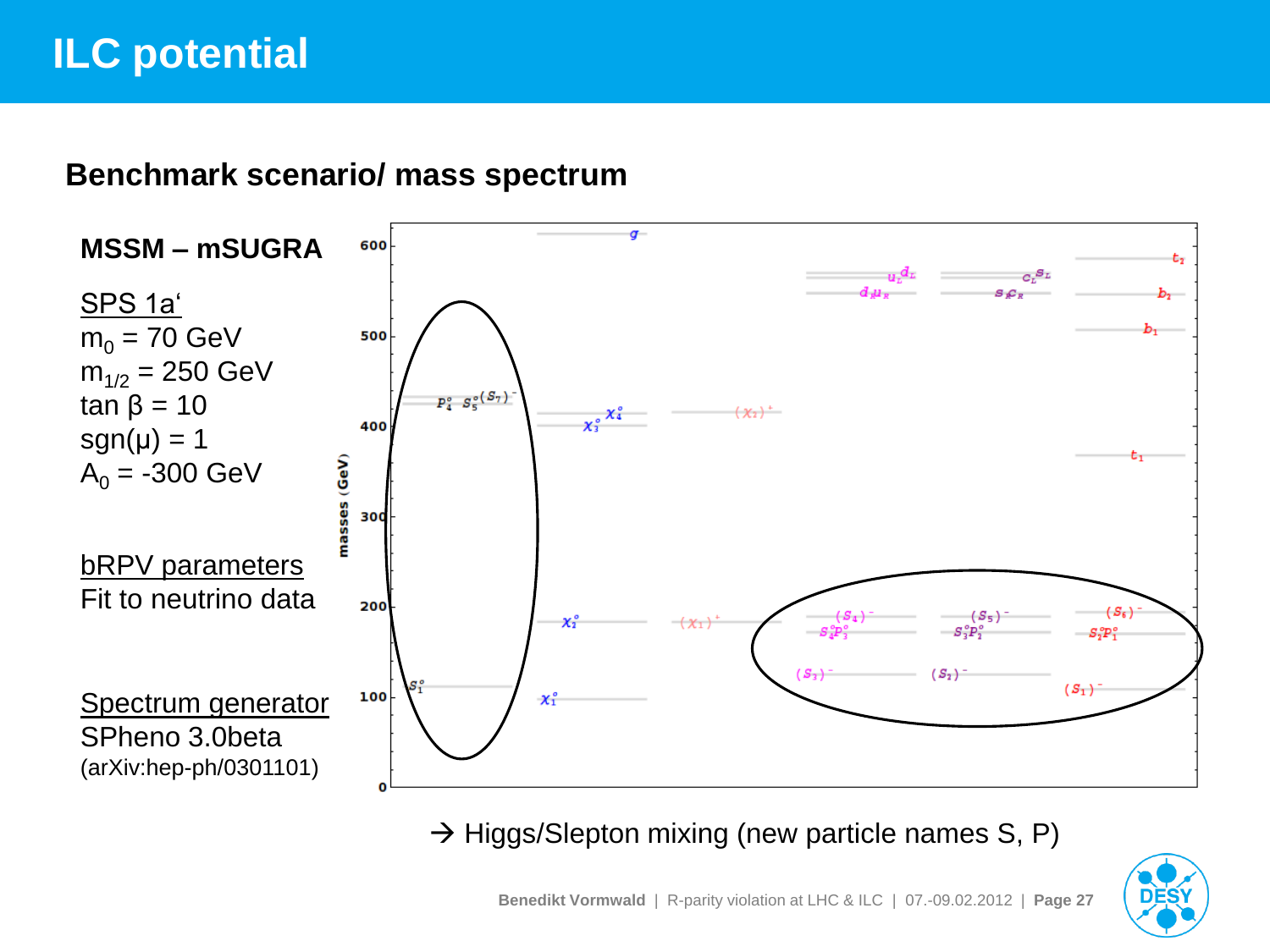# ILC potential

## Benchmark scenario/ mass spectrum

**MSSM – mSUGRA**

SPS 1a'
$m_0$ = 70 GeV
$m_{1/2}$ = 250 GeV
tan β = 10
sgn(μ) = 1
$A_0$ = -300 GeV

bRPV parameters
Fit to neutrino data

Spectrum generator
SPheno 3.0beta
(arXiv:hep-ph/0301101)

→ Higgs/Slepton mixing (new particle names S, P)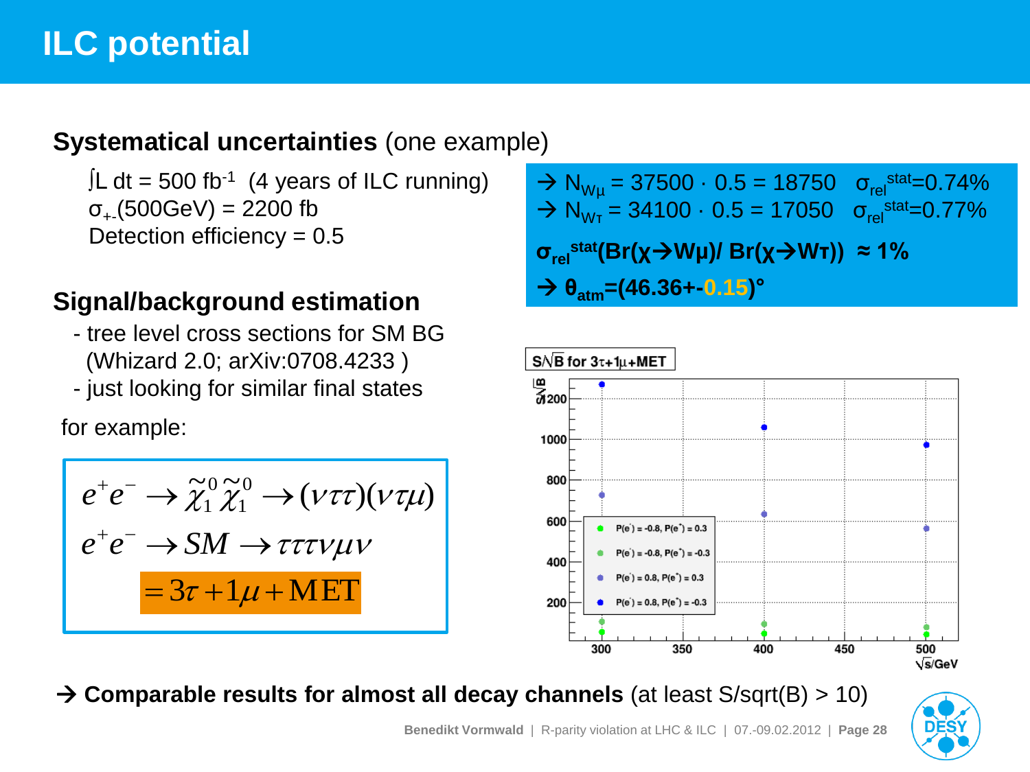# ILC potential

**Systematical uncertainties** (one example)

$\int L\,dt = 500\ fb^{-1}$ (4 years of ILC running)
$\sigma_{+-}(500GeV) = 2200$ fb
Detection efficiency = 0.5

→ $N_{W\mu} = 37500 \cdot 0.5 = 18750$ $\sigma_{rel}^{stat}=0.74\%$
→ $N_{W\tau} = 34100 \cdot 0.5 = 17050$ $\sigma_{rel}^{stat}=0.77\%$

**$\sigma_{rel}^{stat}(Br(\chi \to W\mu)/ Br(\chi \to W\tau)) \approx 1\%$**

**→ $\theta_{atm}=(46.36 \pm 0.15)°$**

**Signal/background estimation**

- tree level cross sections for SM BG (Whizard 2.0; arXiv:0708.4233 )
- just looking for similar final states

for example:

$$e^+e^- \to \tilde{\chi}_1^0 \tilde{\chi}_1^0 \to (\nu\tau\tau)(\nu\tau\mu)$$
$$e^+e^- \to SM \to \tau\tau\tau\nu\mu\nu$$
$$= 3\tau + 1\mu + \mathrm{MET}$$

S/√B for 3τ+1μ+MET

S/√B

1200
1000
800
600
400
200

300
350
400
450
500
√s/GeV

P(e⁻) = -0.8, P(e⁺) = 0.3
P(e⁻) = -0.8, P(e⁺) = -0.3
P(e⁻) = 0.8, P(e⁺) = 0.3
P(e⁻) = 0.8, P(e⁺) = -0.3

→ **Comparable results for almost all decay channels** (at least S/sqrt(B) > 10)